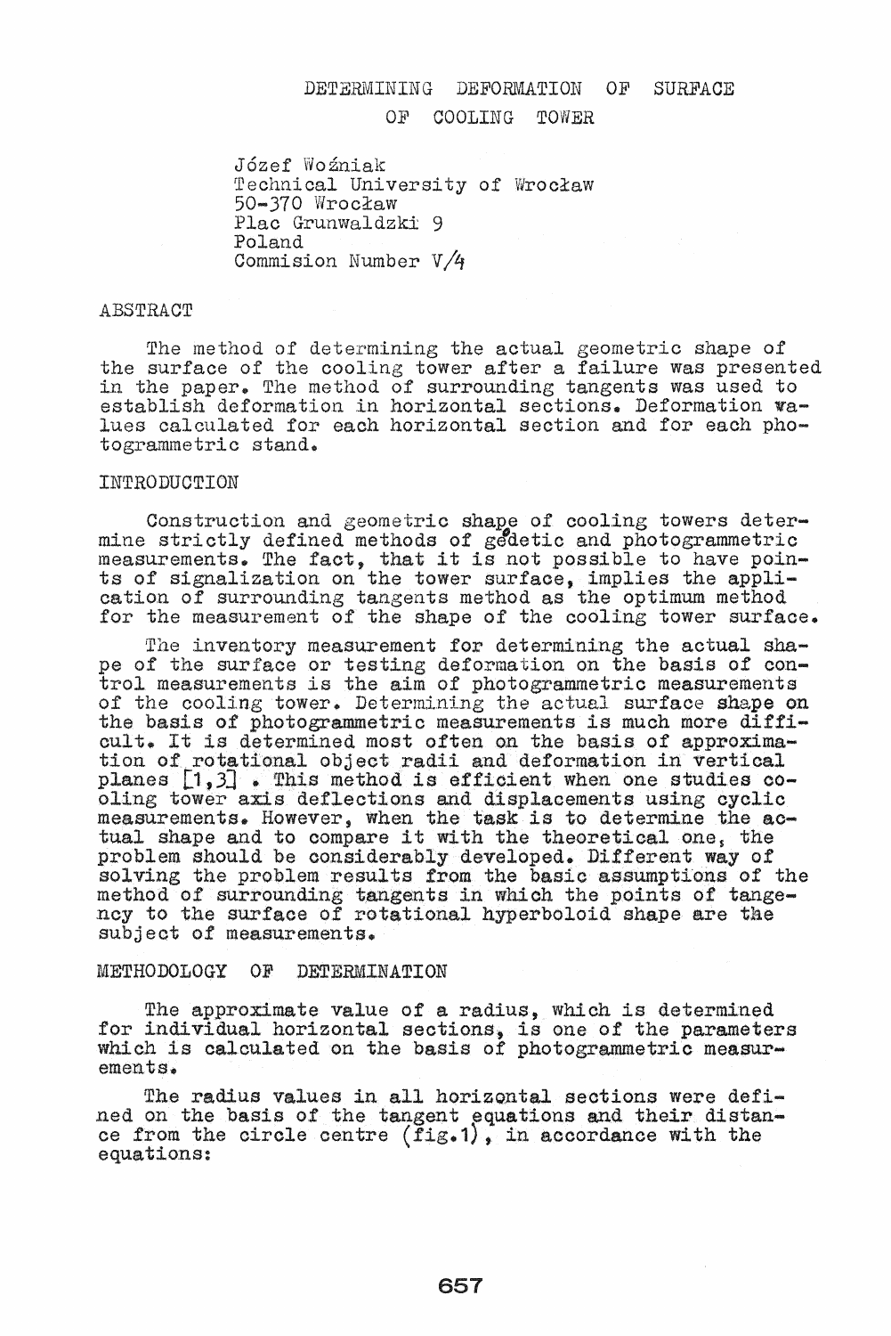# DETERMINING DEFORMATION OF SURFACE OF COOLING TOWER

Józef Woźniak
Technical University of Wrocław
50-370 Wrocław
Plac Grunwaldzki 9
Poland
Commision Number V/4

## ABSTRACT

The method of determining the actual geometric shape of the surface of the cooling tower after a failure was presented in the paper. The method of surrounding tangents was used to establish deformation in horizontal sections. Deformation values calculated for each horizontal section and for each photogrammetric stand.

## INTRODUCTION

Construction and geometric shape of cooling towers determine strictly defined methods of gedetic and photogrammetric measurements. The fact, that it is not possible to have points of signalization on the tower surface, implies the application of surrounding tangents method as the optimum method for the measurement of the shape of the cooling tower surface.

The inventory measurement for determining the actual shape of the surface or testing deformation on the basis of control measurements is the aim of photogrammetric measurements of the cooling tower. Determining the actual surface shape on the basis of photogrammetric measurements is much more difficult. It is determined most often on the basis of approximation of rotational object radii and deformation in vertical planes [1,3] . This method is efficient when one studies cooling tower axis deflections and displacements using cyclic measurements. However, when the task is to determine the actual shape and to compare it with the theoretical one, the problem should be considerably developed. Different way of solving the problem results from the basic assumptions of the method of surrounding tangents in which the points of tangency to the surface of rotational hyperboloid shape are the subject of measurements.

## METHODOLOGY OF DETERMINATION

The approximate value of a radius, which is determined for individual horizontal sections, is one of the parameters which is calculated on the basis of photogrammetric measurements.

The radius values in all horizontal sections were defined on the basis of the tangent equations and their distance from the circle centre (fig.1), in accordance with the equations: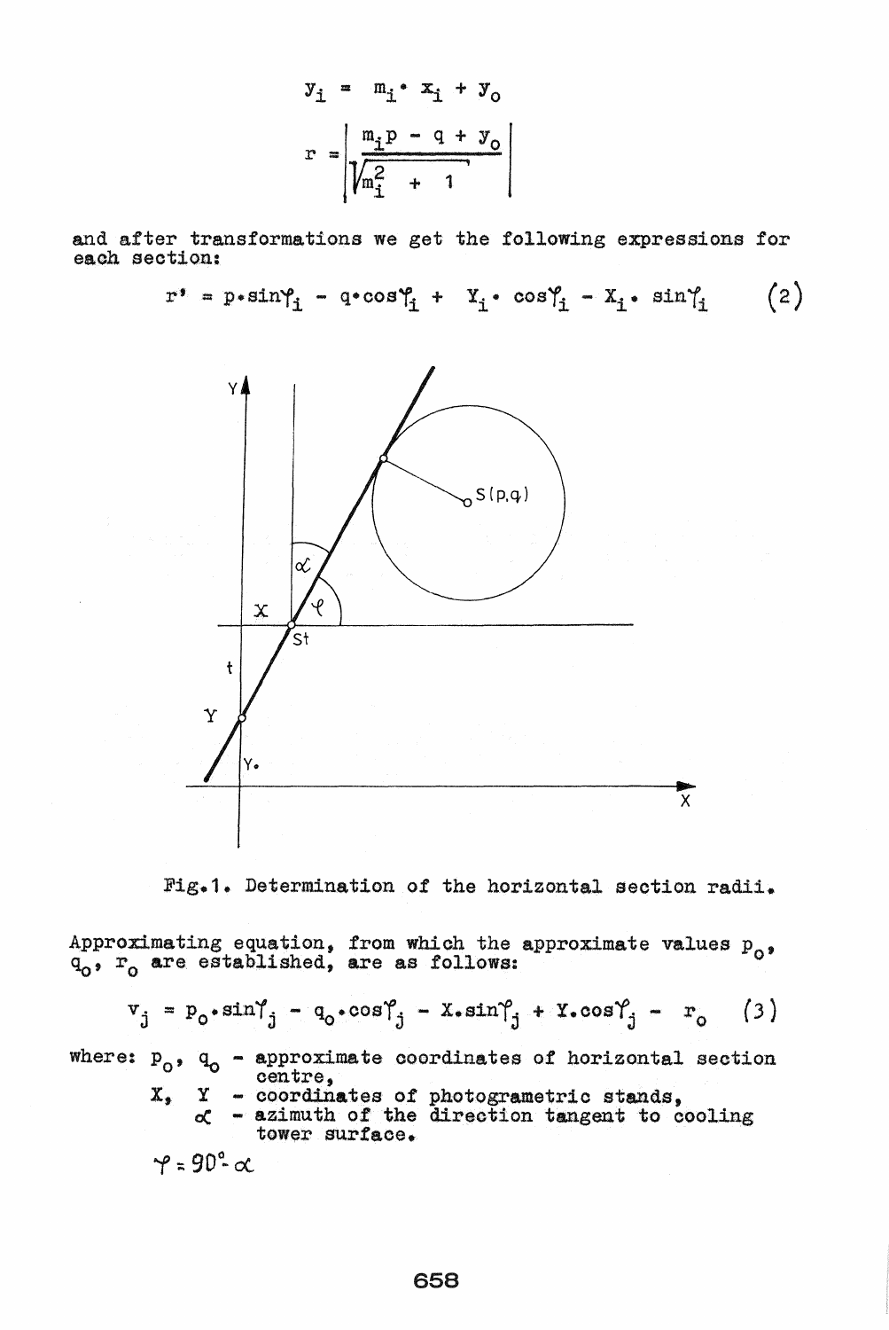$$y_i = m_i \cdot x_i + y_o$$

$$r = \left| \frac{m_i p - q + y_o}{\sqrt{m_i^2 + 1}} \right|$$

and after transformations we get the following expressions for each section:

$$r' = p \cdot \sin\varphi_i - q \cdot \cos\varphi_i + Y_i \cdot \cos\varphi_i - X_i \cdot \sin\varphi_i \qquad (2)$$

Fig.1. Determination of the horizontal section radii.

Approximating equation, from which the approximate values $p_o$, $q_o$, $r_o$ are established, are as follows:

$$v_j = p_o \cdot \sin\varphi_j - q_o \cdot \cos\varphi_j - X \cdot \sin\varphi_j + Y \cdot \cos\varphi_j - r_o \qquad (3)$$

where: $p_o$, $q_o$ - approximate coordinates of horizontal section centre,
$X$, $Y$ - coordinates of photogrametric stands,
$\alpha$ - azimuth of the direction tangent to cooling tower surface.

$\varphi = 90° - \alpha$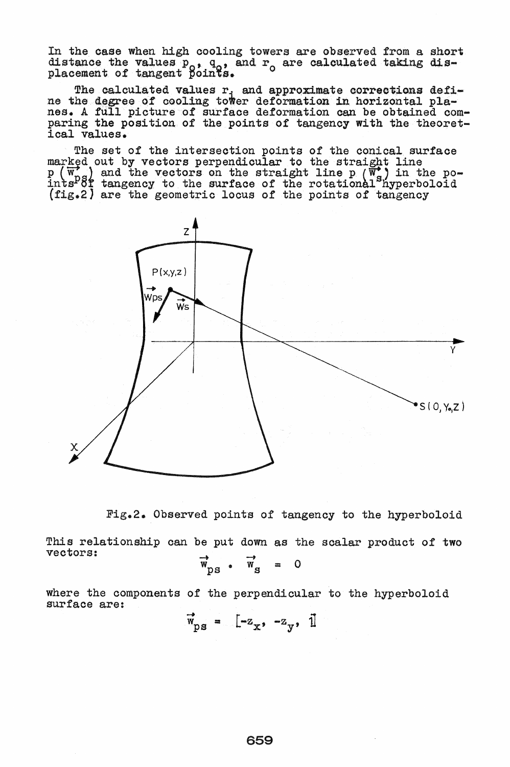In the case when high cooling towers are observed from a short distance the values $p_o$, $q_o$, and $r_o$ are calculated taking displacement of tangent points.

The calculated values $r_i$ and approximate corrections define the degree of cooling tower deformation in horizontal planes. A full picture of surface deformation can be obtained comparing the position of the points of tangency with the theoretical values.

The set of the intersection points of the conical surface marked out by vectors perpendicular to the straight line $p(\vec{w}_{ps})$ and the vectors on the straight line $p(\vec{w}_s)$ in the points of tangency to the surface of the rotational hyperboloid (fig.2) are the geometric locus of the points of tangency

Fig.2. Observed points of tangency to the hyperboloid

This relationship can be put down as the scalar product of two vectors:

$$\vec{w}_{ps} \cdot \vec{w}_s = 0$$

where the components of the perpendicular to the hyperboloid surface are:

$$\vec{w}_{ps} = [-z_x, -z_y, 1]$$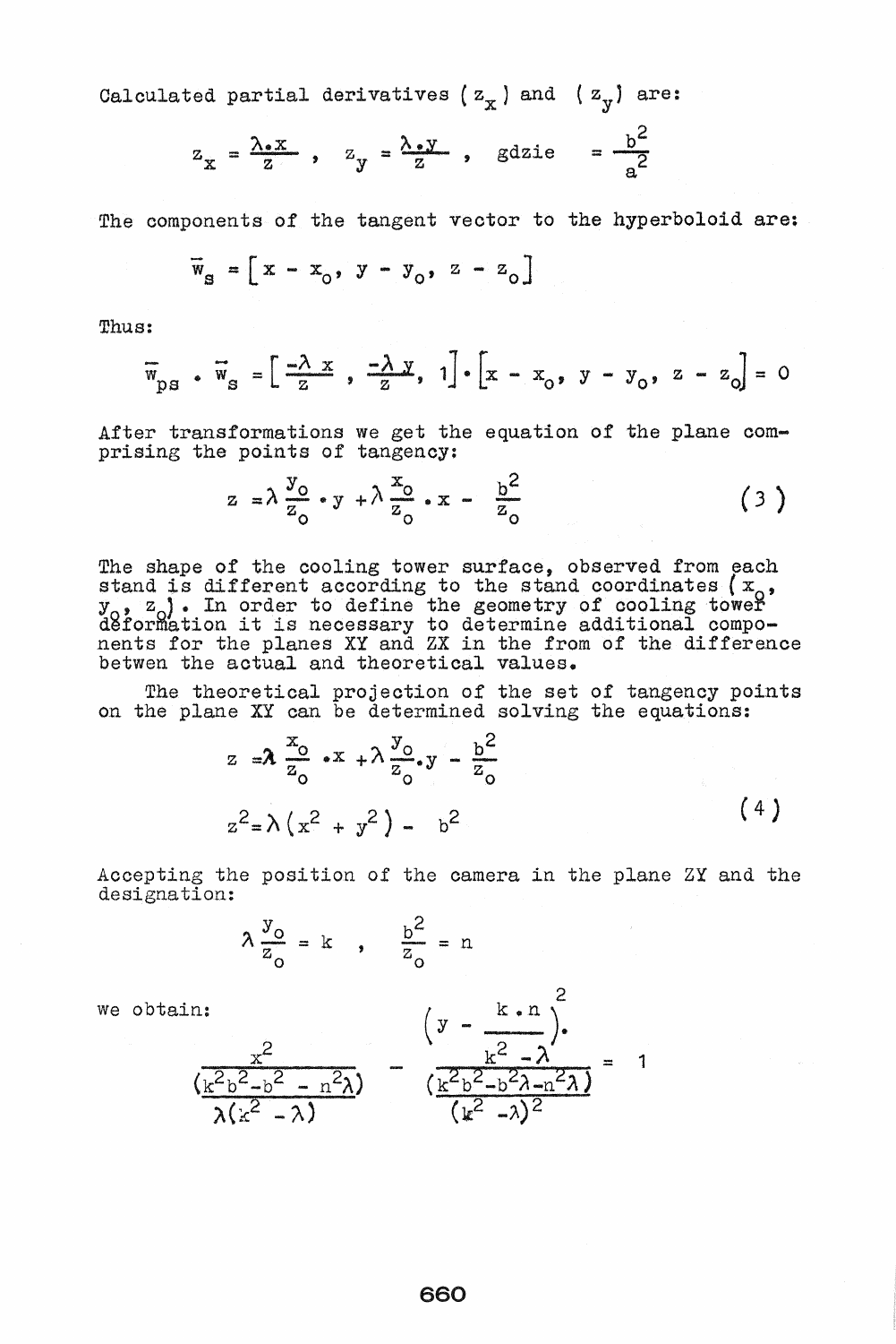Calculated partial derivatives $(z_x)$ and $(z_y)$ are:

$$z_x = \frac{\lambda . x}{z}, \quad z_y = \frac{\lambda . y}{z}, \quad \text{gdzie} \quad = \frac{b^2}{a^2}$$

The components of the tangent vector to the hyperboloid are:

$$\vec{w}_s = \left[ x - x_o, \; y - y_o, \; z - z_o \right]$$

Thus:

$$\vec{w}_{ps} \cdot \vec{w}_s = \left[ \frac{-\lambda \, x}{z}, \; \frac{-\lambda \, y}{z}, \; 1 \right] \cdot \left[ x - x_o, \; y - y_o, \; z - z_o \right] = 0$$

After transformations we get the equation of the plane comprising the points of tangency:

$$z = \lambda \frac{y_o}{z_o} \cdot y + \lambda \frac{x_o}{z_o} \cdot x - \frac{b^2}{z_o} \tag{3}$$

The shape of the cooling tower surface, observed from each stand is different according to the stand coordinates $(x_o, y_o, z_o)$. In order to define the geometry of cooling tower deformation it is necessary to determine additional components for the planes XY and ZX in the from of the difference betwen the actual and theoretical values.

The theoretical projection of the set of tangency points on the plane XY can be determined solving the equations:

$$z = \lambda \frac{x_o}{z_o} \cdot x + \lambda \frac{y_o}{z_o} \cdot y - \frac{b^2}{z_o}$$

$$z^2 = \lambda \left( x^2 + y^2 \right) - b^2 \tag{4}$$

Accepting the position of the camera in the plane ZY and the designation:

$$\lambda \frac{y_o}{z_o} = k \quad , \quad \frac{b^2}{z_o} = n$$

we obtain:

$$\frac{x^2}{\dfrac{(k^2 b^2 - b^2 - n^2 \lambda)}{\lambda (k^2 - \lambda)}} - \frac{\left( y - \dfrac{k \cdot n}{k^2 - \lambda} \right)^2}{\dfrac{(k^2 b^2 - b^2 \lambda - n^2 \lambda)}{(k^2 - \lambda)^2}} = 1$$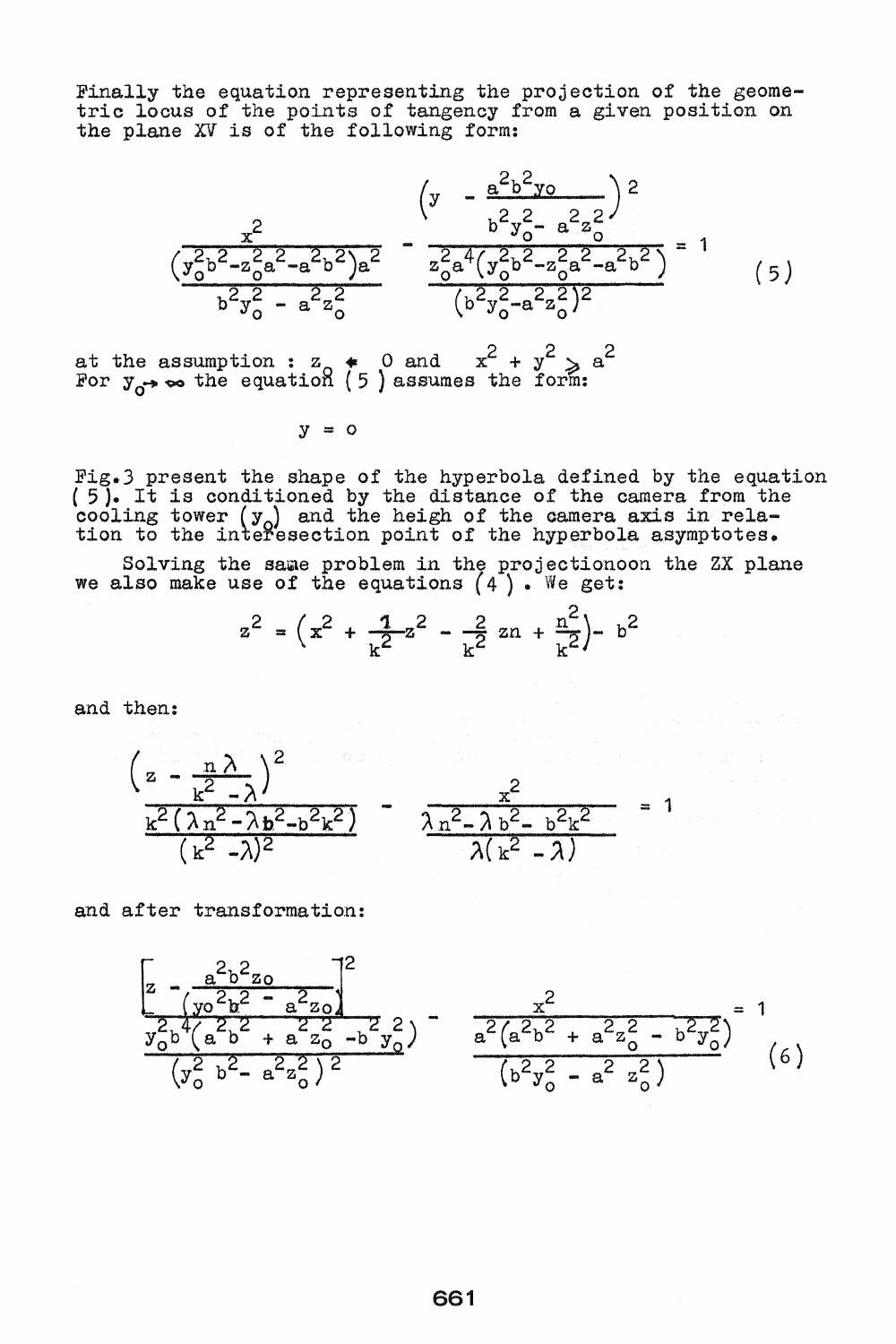Finally the equation representing the projection of the geometric locus of the points of tangency from a given position on the plane XY is of the following form:

$$\frac{x^2}{\dfrac{\left(y_o^2 b^2 - z_o^2 a^2 - a^2 b^2\right) a^2}{b^2 y_o^2 - a^2 z_o^2}} - \frac{\left(y - \dfrac{a^2 b^2 y_o}{b^2 y_o^2 - a^2 z_o^2}\right)^2}{\dfrac{z_o^2 a^4 \left(y_o^2 b^2 - z_o^2 a^2 - a^2 b^2\right)}{\left(b^2 y_o^2 - a^2 z_o^2\right)^2}} = 1 \qquad (5)$$

at the assumption : $z_o \neq 0$ and $x^2 + y^2 \geqslant a^2$

For $y_o \to \infty$ the equation (5) assumes the form:

$$y = 0$$

Fig.3 present the shape of the hyperbola defined by the equation (5). It is conditioned by the distance of the camera from the cooling tower ($y_o$) and the heigh of the camera axis in relation to the interesection point of the hyperbola asymptotes.

Solving the same problem in the projectionoon the ZX plane we also make use of the equations (4). We get:

$$z^2 = \left(x^2 + \frac{1}{k^2} z^2 - \frac{2}{k^2} zn + \frac{n^2}{k^2}\right) - b^2$$

and then:

$$\frac{\left(z - \dfrac{n\lambda}{k^2 - \lambda}\right)^2}{\dfrac{k^2\left(\lambda n^2 - \lambda b^2 - b^2 k^2\right)}{\left(k^2 - \lambda\right)^2}} - \frac{x^2}{\dfrac{\lambda n^2 - \lambda b^2 - b^2 k^2}{\lambda\left(k^2 - \lambda\right)}} = 1$$

and after transformation:

$$\frac{\left[z - \dfrac{a^2 b^2 z_o}{\left(y_o^2 b^2 - a^2 z_o\right)}\right]^2}{\dfrac{y_o^2 b^4\left(a^2 b^2 + a^2 z_o^2 - b^2 y_o^2\right)}{\left(y_o^2 b^2 - a^2 z_o^2\right)^2}} - \frac{x^2}{\dfrac{a^2\left(a^2 b^2 + a^2 z_o^2 - b^2 y_o^2\right)}{\left(b^2 y_o^2 - a^2 z_o^2\right)}} = 1 \qquad (6)$$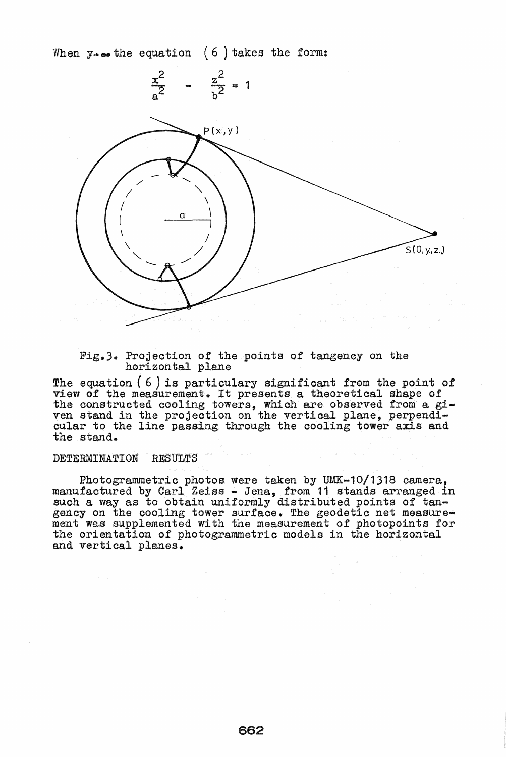When $y \to \infty$ the equation ( 6 ) takes the form:

$$\frac{x^2}{a^2} - \frac{z^2}{b^2} = 1$$

Fig.3. Projection of the points of tangency on the horizontal plane

The equation ( 6 ) is particulary significant from the point of view of the measurement. It presents a theoretical shape of the constructed cooling towers, which are observed from a given stand in the projection on the vertical plane, perpendicular to the line passing through the cooling tower axis and the stand.

## DETERMINATION RESULTS

Photogrammetric photos were taken by UMK-10/1318 camera, manufactured by Carl Zeiss - Jena, from 11 stands arranged in such a way as to obtain uniformly distributed points of tangency on the cooling tower surface. The geodetic net measurement was supplemented with the measurement of photopoints for the orientation of photogrammetric models in the horizontal and vertical planes.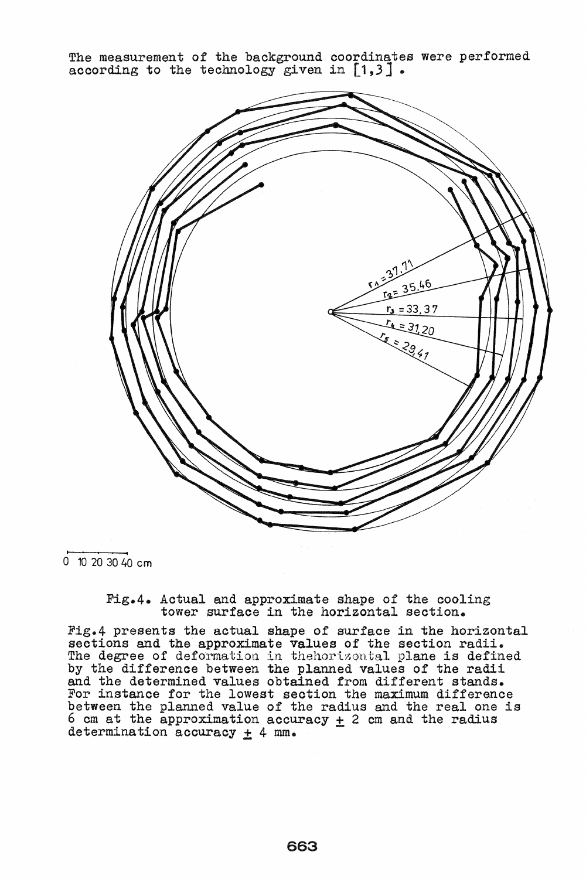The measurement of the background coordinates were performed according to the technology given in [1,3] .

Fig.4. Actual and approximate shape of the cooling tower surface in the horizontal section.

Fig.4 presents the actual shape of surface in the horizontal sections and the approximate values of the section radii. The degree of deformation in thehorizontal plane is defined by the difference between the planned values of the radii and the determined values obtained from different stands. For instance for the lowest section the maximum difference between the planned value of the radius and the real one is 6 cm at the approximation accuracy ± 2 cm and the radius determination accuracy ± 4 mm.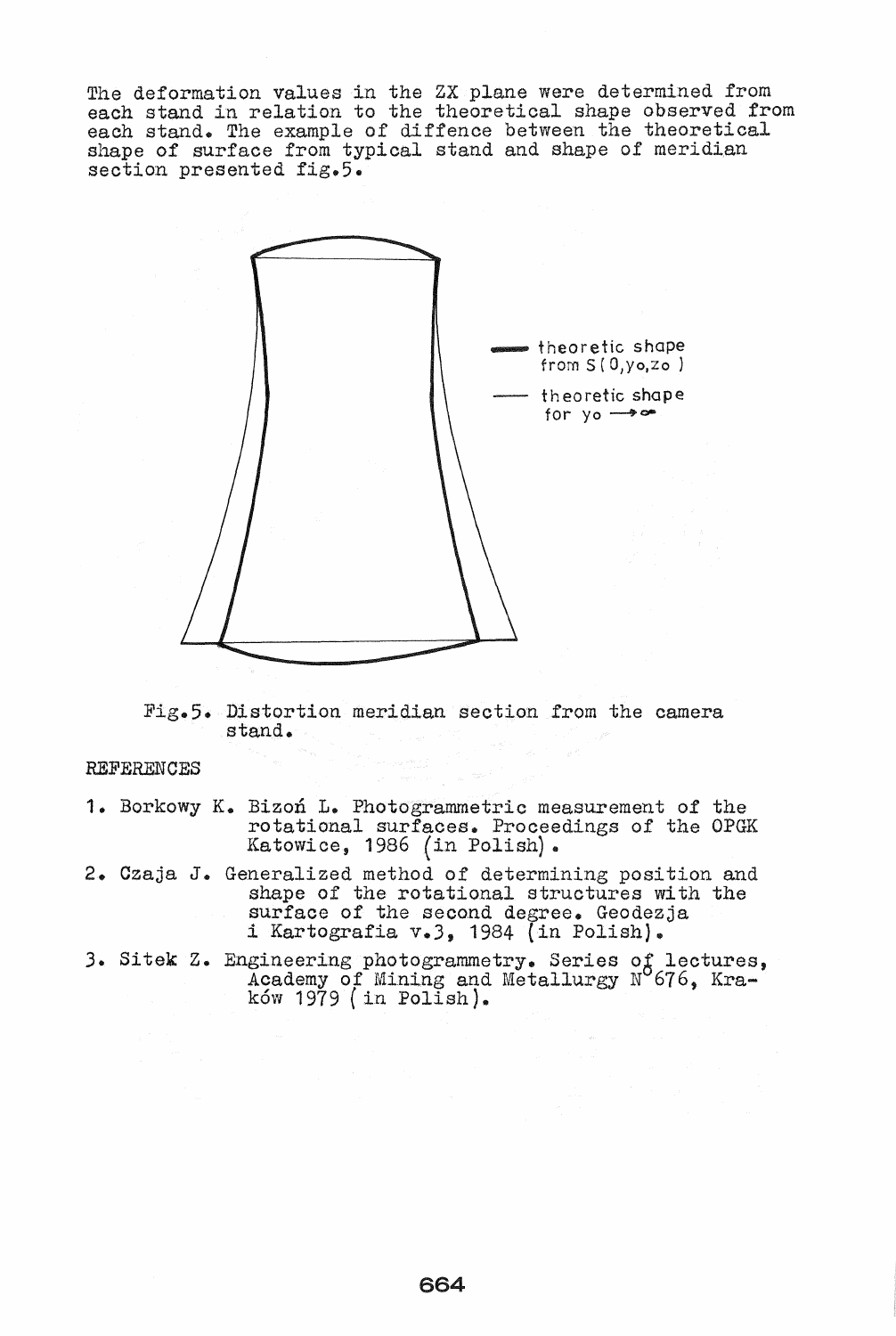The deformation values in the ZX plane were determined from each stand in relation to the theoretical shape observed from each stand. The example of diffence between the theoretical shape of surface from typical stand and shape of meridian section presented fig.5.

theoretic shape from S(0,yo,zo)

theoretic shape for yo → ∞

Fig.5. Distortion meridian section from the camera stand.

REFERENCES

1. Borkowy K. Bizoń L. Photogrammetric measurement of the rotational surfaces. Proceedings of the OPGK Katowice, 1986 (in Polish).
2. Czaja J. Generalized method of determining position and shape of the rotational structures with the surface of the second degree. Geodezja i Kartografia v.3, 1984 (in Polish).
3. Sitek Z. Engineering photogrammetry. Series of lectures, Academy of Mining and Metallurgy N°676, Kraków 1979 (in Polish).